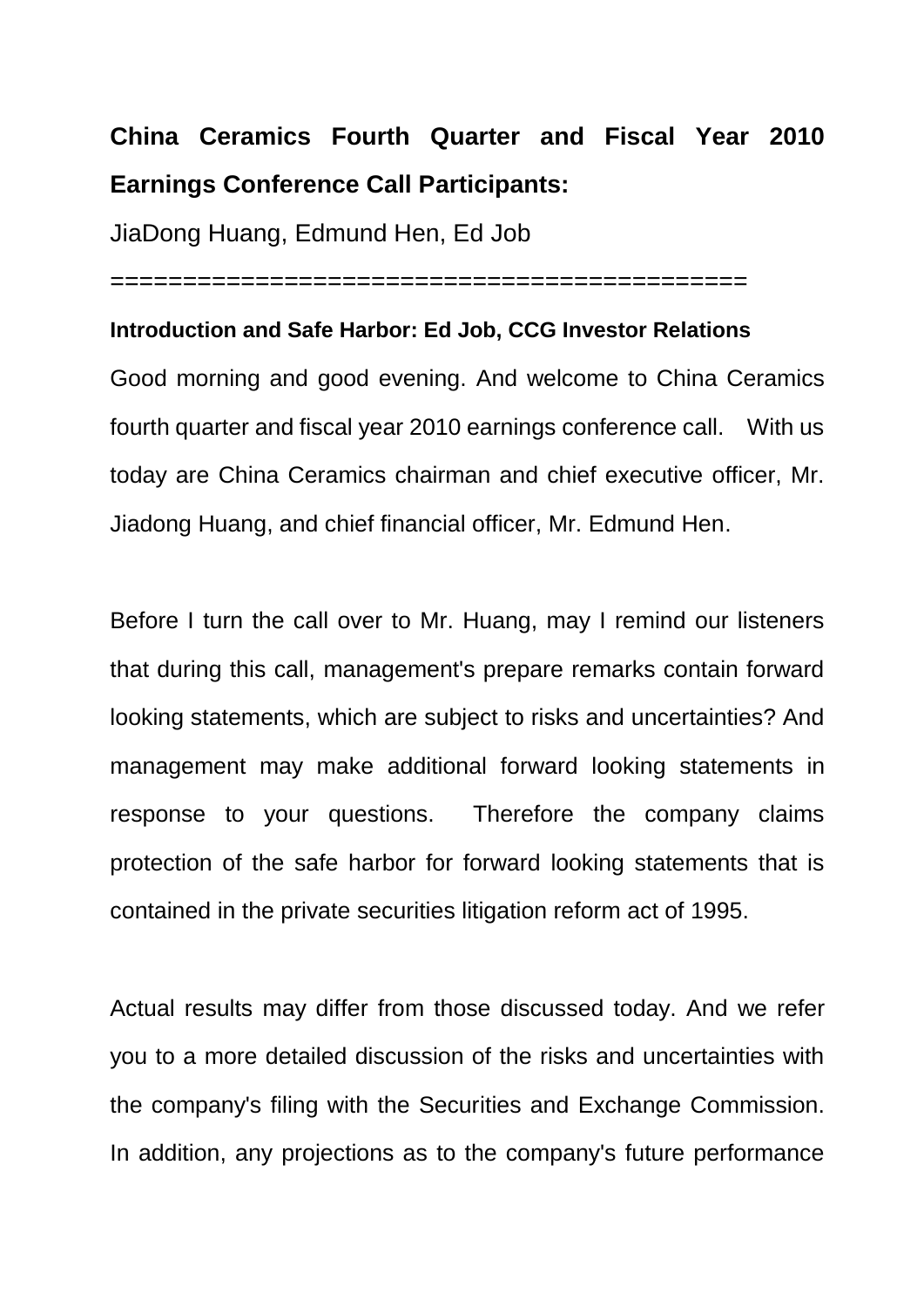**China Ceramics Fourth Quarter and Fiscal Year 2010 Earnings Conference Call Participants:**

JiaDong Huang, Edmund Hen, Ed Job

============================================

**Introduction and Safe Harbor: Ed Job, CCG Investor Relations**

Good morning and good evening. And welcome to China Ceramics fourth quarter and fiscal year 2010 earnings conference call. With us today are China Ceramics chairman and chief executive officer, Mr. Jiadong Huang, and chief financial officer, Mr. Edmund Hen.

Before I turn the call over to Mr. Huang, may I remind our listeners that during this call, management's prepare remarks contain forward looking statements, which are subject to risks and uncertainties? And management may make additional forward looking statements in response to your questions. Therefore the company claims protection of the safe harbor for forward looking statements that is contained in the private securities litigation reform act of 1995.

Actual results may differ from those discussed today. And we refer you to a more detailed discussion of the risks and uncertainties with the company's filing with the Securities and Exchange Commission. In addition, any projections as to the company's future performance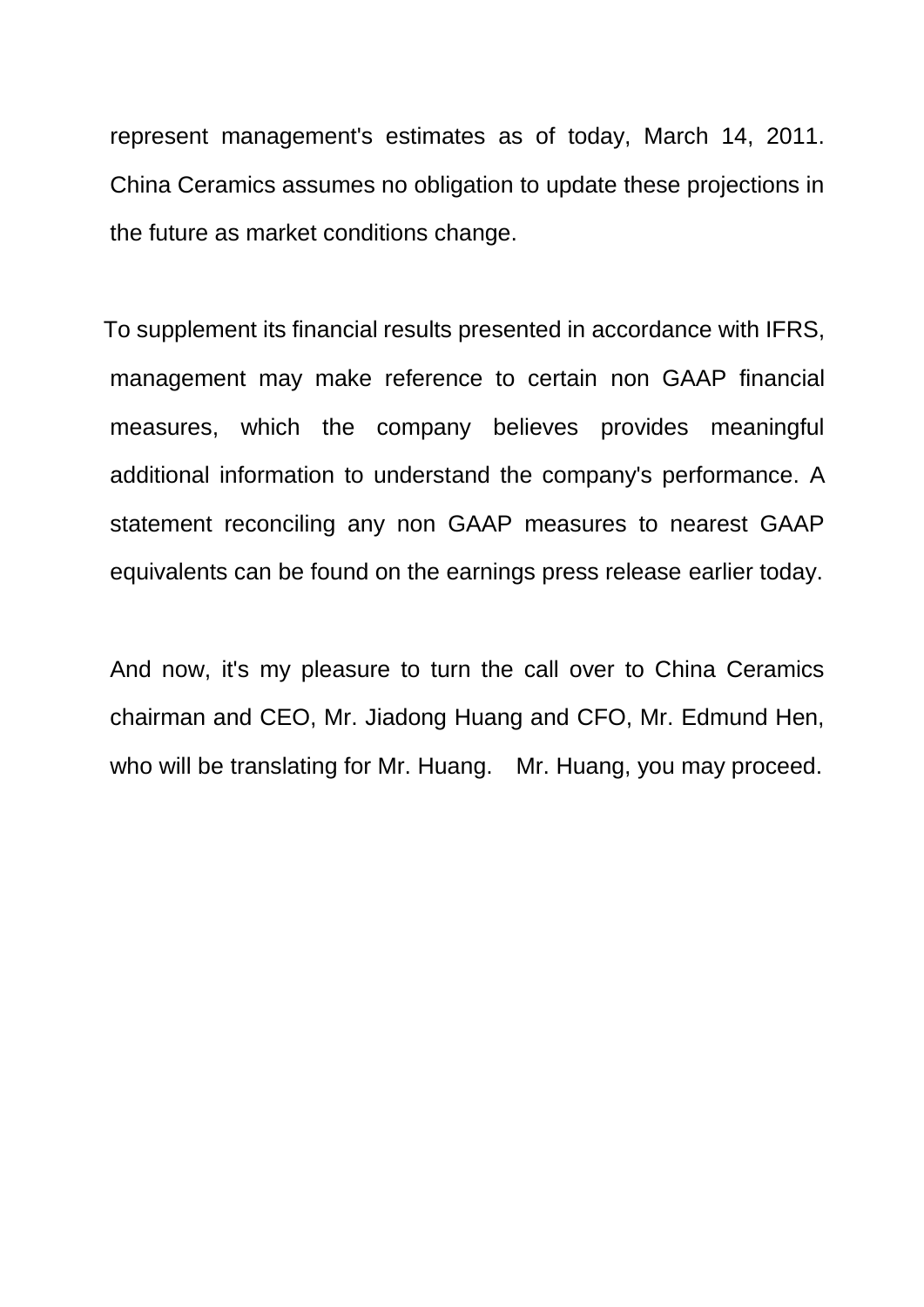represent management's estimates as of today, March 14, 2011. China Ceramics assumes no obligation to update these projections in the future as market conditions change.

To supplement its financial results presented in accordance with IFRS, management may make reference to certain non GAAP financial measures, which the company believes provides meaningful additional information to understand the company's performance. A statement reconciling any non GAAP measures to nearest GAAP equivalents can be found on the earnings press release earlier today.

And now, it's my pleasure to turn the call over to China Ceramics chairman and CEO, Mr. Jiadong Huang and CFO, Mr. Edmund Hen, who will be translating for Mr. Huang. Mr. Huang, you may proceed.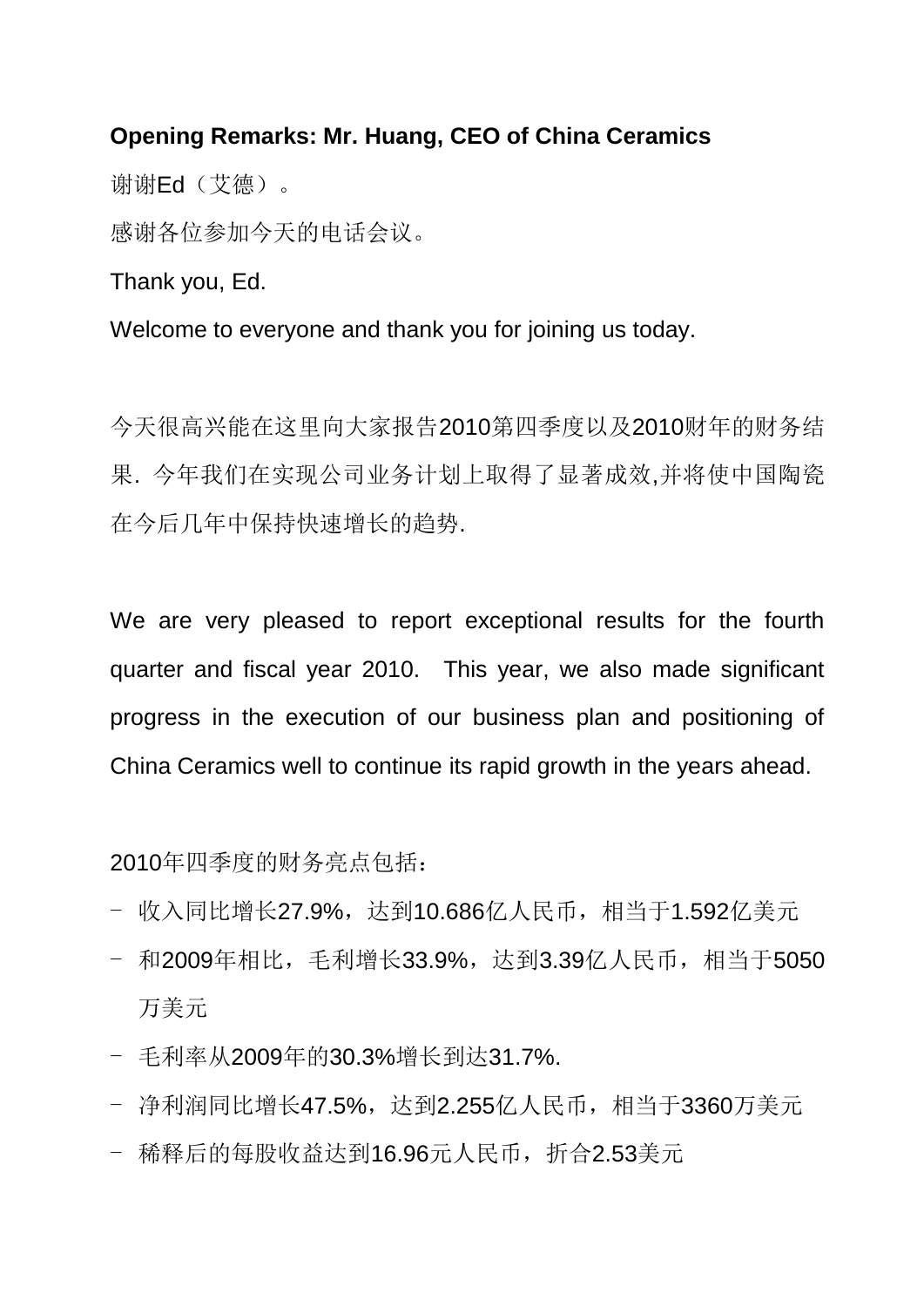**Opening Remarks: Mr. Huang, CEO of China Ceramics**

谢谢Ed（艾德）。

感谢各位参加今天的电话会议。

Thank you, Ed.

Welcome to everyone and thank you for joining us today.

今天很高兴能在这里向大家报告2010第四季度以及2010财年的财务结果. 今年我们在实现公司业务计划上取得了显著成效,并将使中国陶瓷在今后几年中保持快速增长的趋势.

We are very pleased to report exceptional results for the fourth quarter and fiscal year 2010. This year, we also made significant progress in the execution of our business plan and positioning of China Ceramics well to continue its rapid growth in the years ahead.

2010年四季度的财务亮点包括：

- 收入同比增长27.9%，达到10.686亿人民币，相当于1.592亿美元
- 和2009年相比，毛利增长33.9%，达到3.39亿人民币，相当于5050万美元
- 毛利率从2009年的30.3%增长到达31.7%.
- 净利润同比增长47.5%，达到2.255亿人民币，相当于3360万美元
- 稀释后的每股收益达到16.96元人民币，折合2.53美元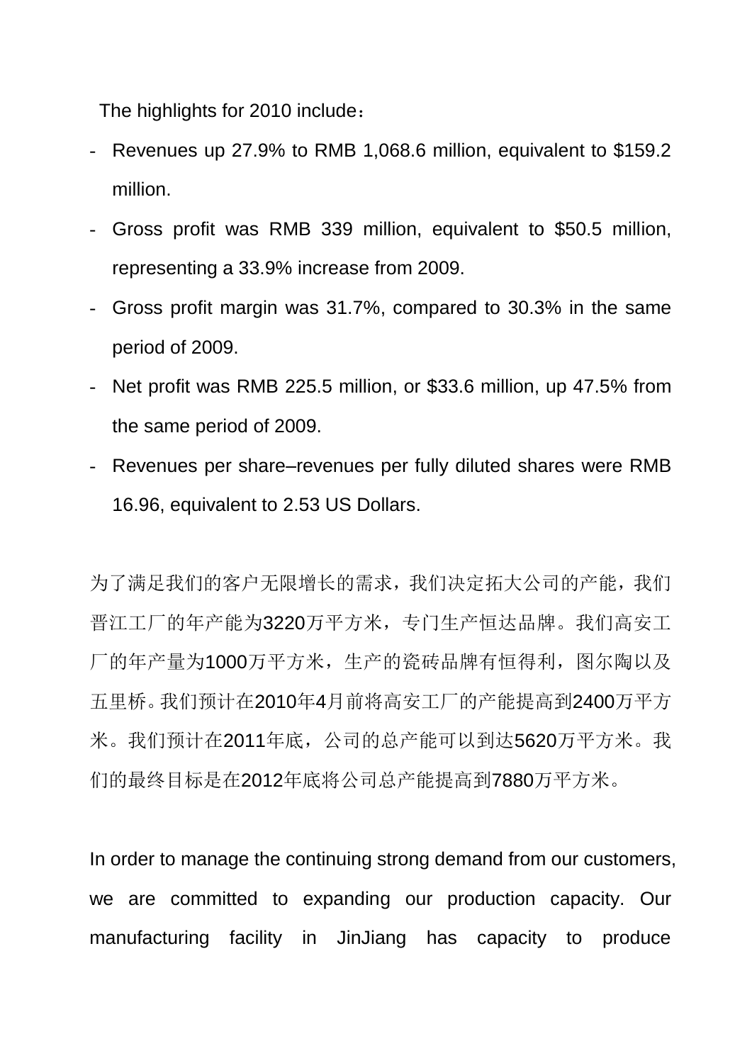The highlights for 2010 include：

- Revenues up 27.9% to RMB 1,068.6 million, equivalent to $159.2 million.
- Gross profit was RMB 339 million, equivalent to $50.5 million, representing a 33.9% increase from 2009.
- Gross profit margin was 31.7%, compared to 30.3% in the same period of 2009.
- Net profit was RMB 225.5 million, or $33.6 million, up 47.5% from the same period of 2009.
- Revenues per share–revenues per fully diluted shares were RMB 16.96, equivalent to 2.53 US Dollars.

为了满足我们的客户无限增长的需求，我们决定拓大公司的产能，我们晋江工厂的年产能为3220万平方米，专门生产恒达品牌。我们高安工厂的年产量为1000万平方米，生产的瓷砖品牌有恒得利，图尔陶以及五里桥。我们预计在2010年4月前将高安工厂的产能提高到2400万平方米。我们预计在2011年底，公司的总产能可以到达5620万平方米。我们的最终目标是在2012年底将公司总产能提高到7880万平方米。

In order to manage the continuing strong demand from our customers, we are committed to expanding our production capacity. Our manufacturing facility in JinJiang has capacity to produce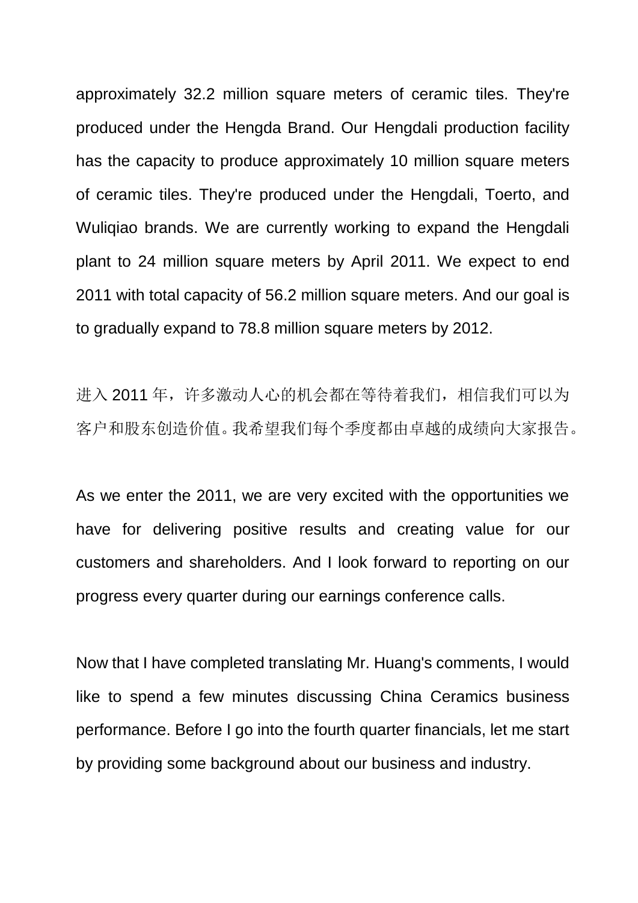approximately 32.2 million square meters of ceramic tiles. They're produced under the Hengda Brand. Our Hengdali production facility has the capacity to produce approximately 10 million square meters of ceramic tiles. They're produced under the Hengdali, Toerto, and Wuliqiao brands. We are currently working to expand the Hengdali plant to 24 million square meters by April 2011. We expect to end 2011 with total capacity of 56.2 million square meters. And our goal is to gradually expand to 78.8 million square meters by 2012.

进入 2011 年，许多激动人心的机会都在等待着我们，相信我们可以为客户和股东创造价值。我希望我们每个季度都由卓越的成绩向大家报告。

As we enter the 2011, we are very excited with the opportunities we have for delivering positive results and creating value for our customers and shareholders. And I look forward to reporting on our progress every quarter during our earnings conference calls.

Now that I have completed translating Mr. Huang's comments, I would like to spend a few minutes discussing China Ceramics business performance. Before I go into the fourth quarter financials, let me start by providing some background about our business and industry.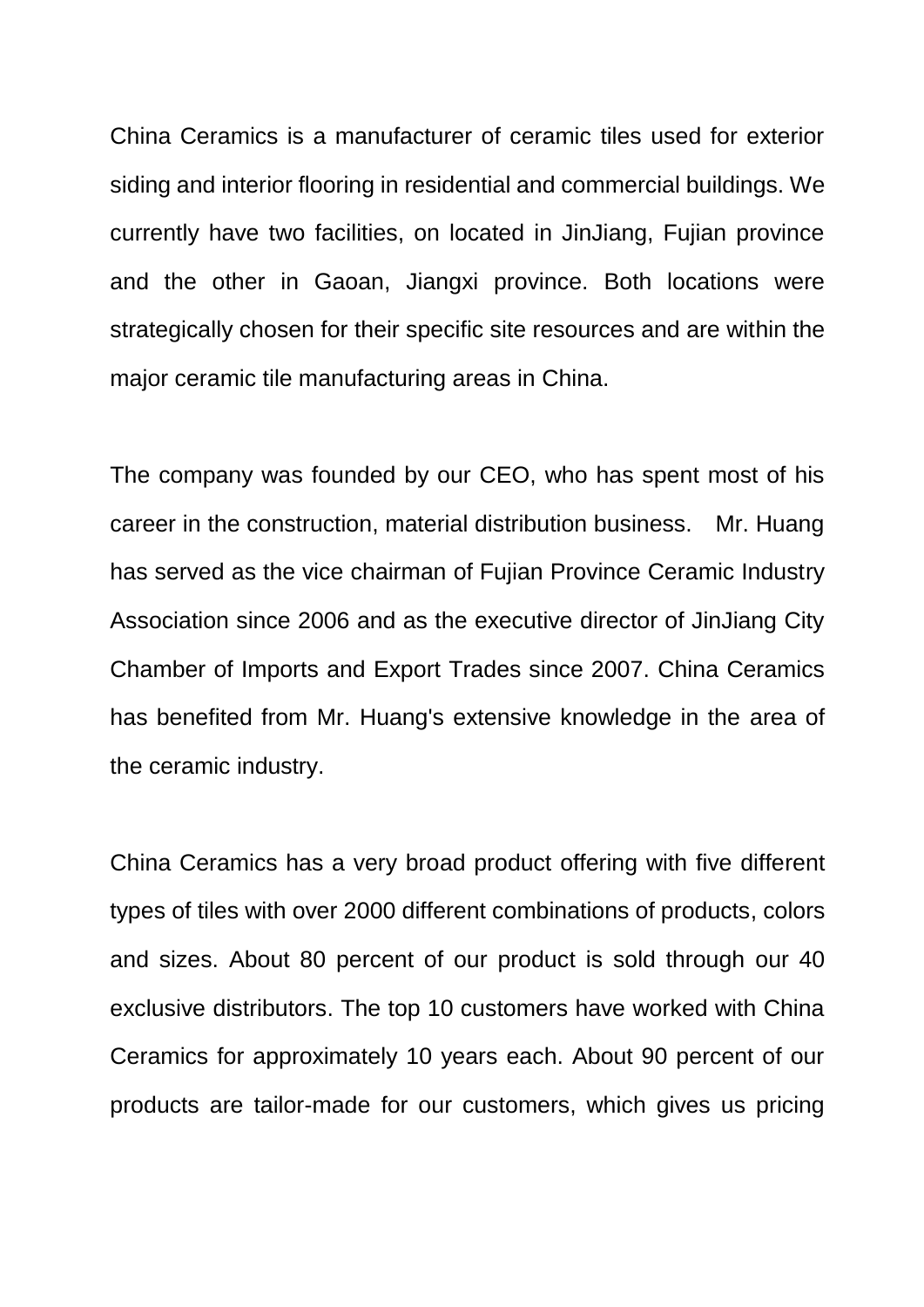China Ceramics is a manufacturer of ceramic tiles used for exterior siding and interior flooring in residential and commercial buildings. We currently have two facilities, on located in JinJiang, Fujian province and the other in Gaoan, Jiangxi province. Both locations were strategically chosen for their specific site resources and are within the major ceramic tile manufacturing areas in China.

The company was founded by our CEO, who has spent most of his career in the construction, material distribution business. Mr. Huang has served as the vice chairman of Fujian Province Ceramic Industry Association since 2006 and as the executive director of JinJiang City Chamber of Imports and Export Trades since 2007. China Ceramics has benefited from Mr. Huang's extensive knowledge in the area of the ceramic industry.

China Ceramics has a very broad product offering with five different types of tiles with over 2000 different combinations of products, colors and sizes. About 80 percent of our product is sold through our 40 exclusive distributors. The top 10 customers have worked with China Ceramics for approximately 10 years each. About 90 percent of our products are tailor-made for our customers, which gives us pricing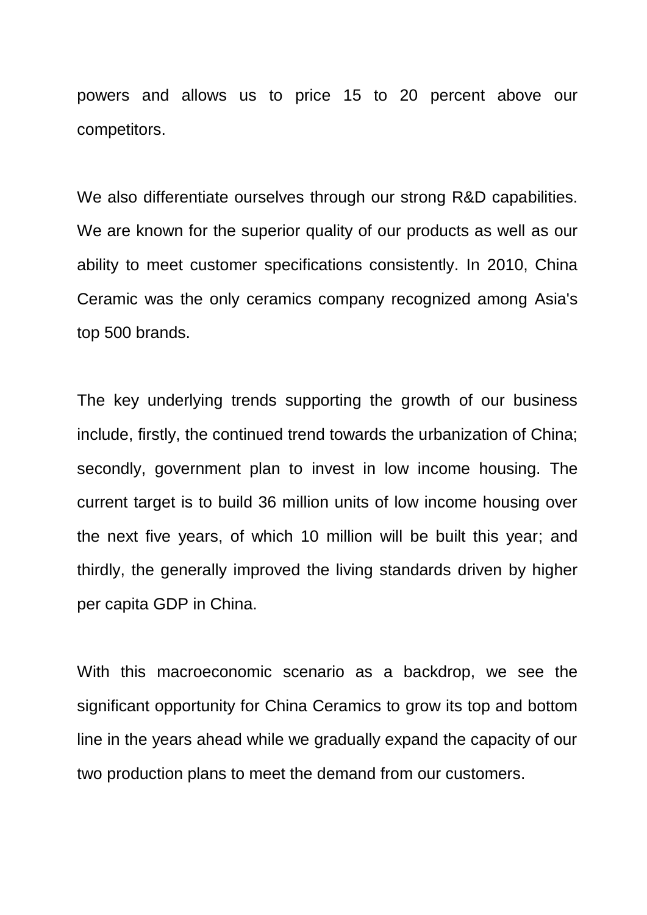powers and allows us to price 15 to 20 percent above our competitors.

We also differentiate ourselves through our strong R&D capabilities. We are known for the superior quality of our products as well as our ability to meet customer specifications consistently. In 2010, China Ceramic was the only ceramics company recognized among Asia's top 500 brands.

The key underlying trends supporting the growth of our business include, firstly, the continued trend towards the urbanization of China; secondly, government plan to invest in low income housing. The current target is to build 36 million units of low income housing over the next five years, of which 10 million will be built this year; and thirdly, the generally improved the living standards driven by higher per capita GDP in China.

With this macroeconomic scenario as a backdrop, we see the significant opportunity for China Ceramics to grow its top and bottom line in the years ahead while we gradually expand the capacity of our two production plans to meet the demand from our customers.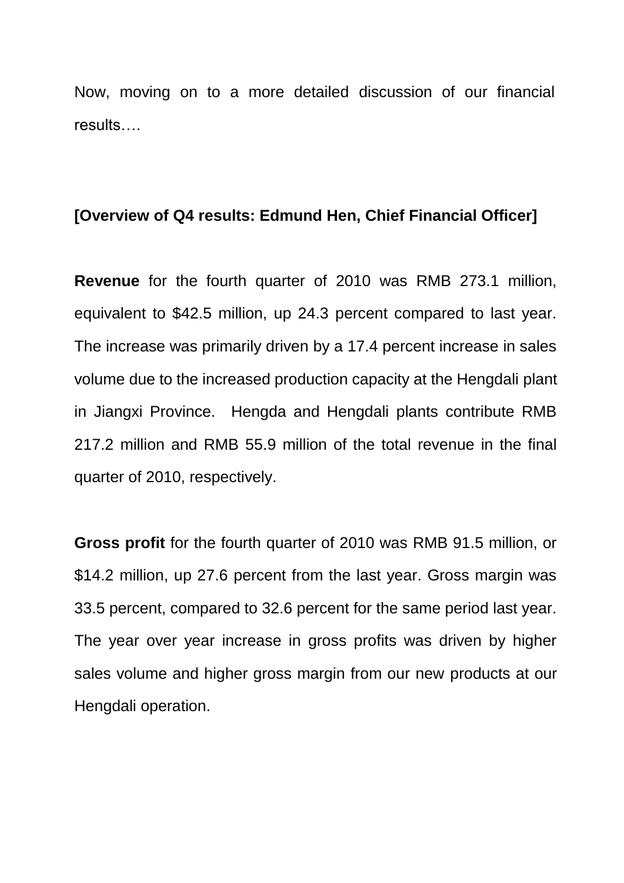Now, moving on to a more detailed discussion of our financial results….

**[Overview of Q4 results: Edmund Hen, Chief Financial Officer]**

**Revenue** for the fourth quarter of 2010 was RMB 273.1 million, equivalent to $42.5 million, up 24.3 percent compared to last year. The increase was primarily driven by a 17.4 percent increase in sales volume due to the increased production capacity at the Hengdali plant in Jiangxi Province. Hengda and Hengdali plants contribute RMB 217.2 million and RMB 55.9 million of the total revenue in the final quarter of 2010, respectively.

**Gross profit** for the fourth quarter of 2010 was RMB 91.5 million, or $14.2 million, up 27.6 percent from the last year. Gross margin was 33.5 percent, compared to 32.6 percent for the same period last year. The year over year increase in gross profits was driven by higher sales volume and higher gross margin from our new products at our Hengdali operation.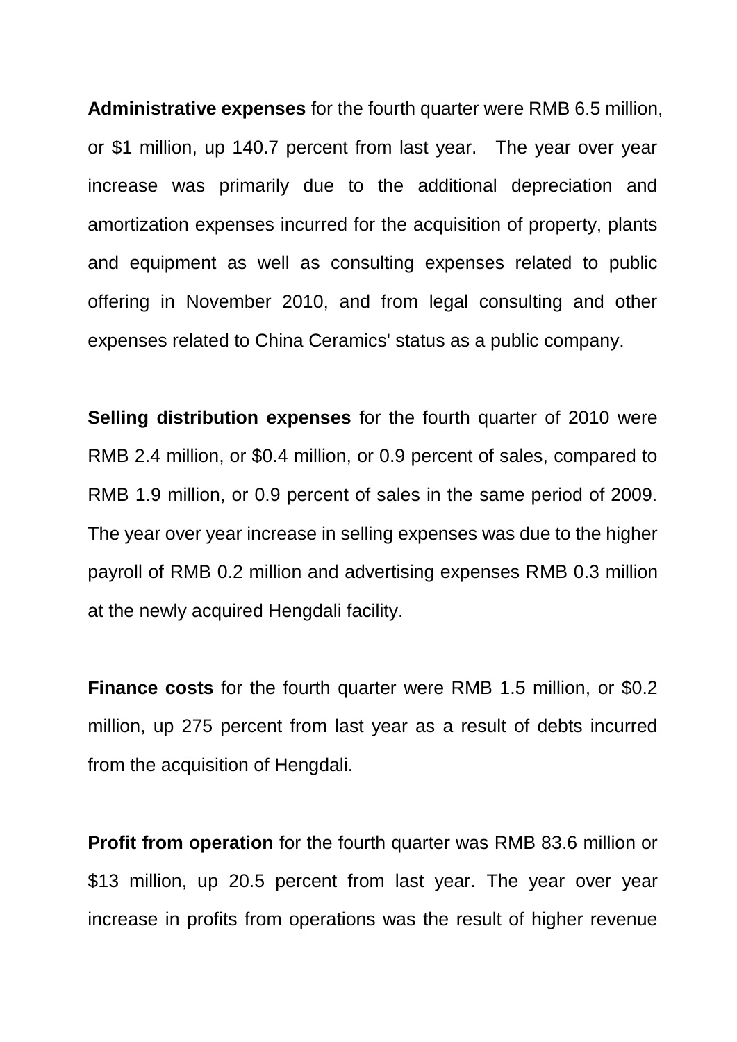**Administrative expenses** for the fourth quarter were RMB 6.5 million, or $1 million, up 140.7 percent from last year. The year over year increase was primarily due to the additional depreciation and amortization expenses incurred for the acquisition of property, plants and equipment as well as consulting expenses related to public offering in November 2010, and from legal consulting and other expenses related to China Ceramics' status as a public company.

**Selling distribution expenses** for the fourth quarter of 2010 were RMB 2.4 million, or $0.4 million, or 0.9 percent of sales, compared to RMB 1.9 million, or 0.9 percent of sales in the same period of 2009. The year over year increase in selling expenses was due to the higher payroll of RMB 0.2 million and advertising expenses RMB 0.3 million at the newly acquired Hengdali facility.

**Finance costs** for the fourth quarter were RMB 1.5 million, or $0.2 million, up 275 percent from last year as a result of debts incurred from the acquisition of Hengdali.

**Profit from operation** for the fourth quarter was RMB 83.6 million or $13 million, up 20.5 percent from last year. The year over year increase in profits from operations was the result of higher revenue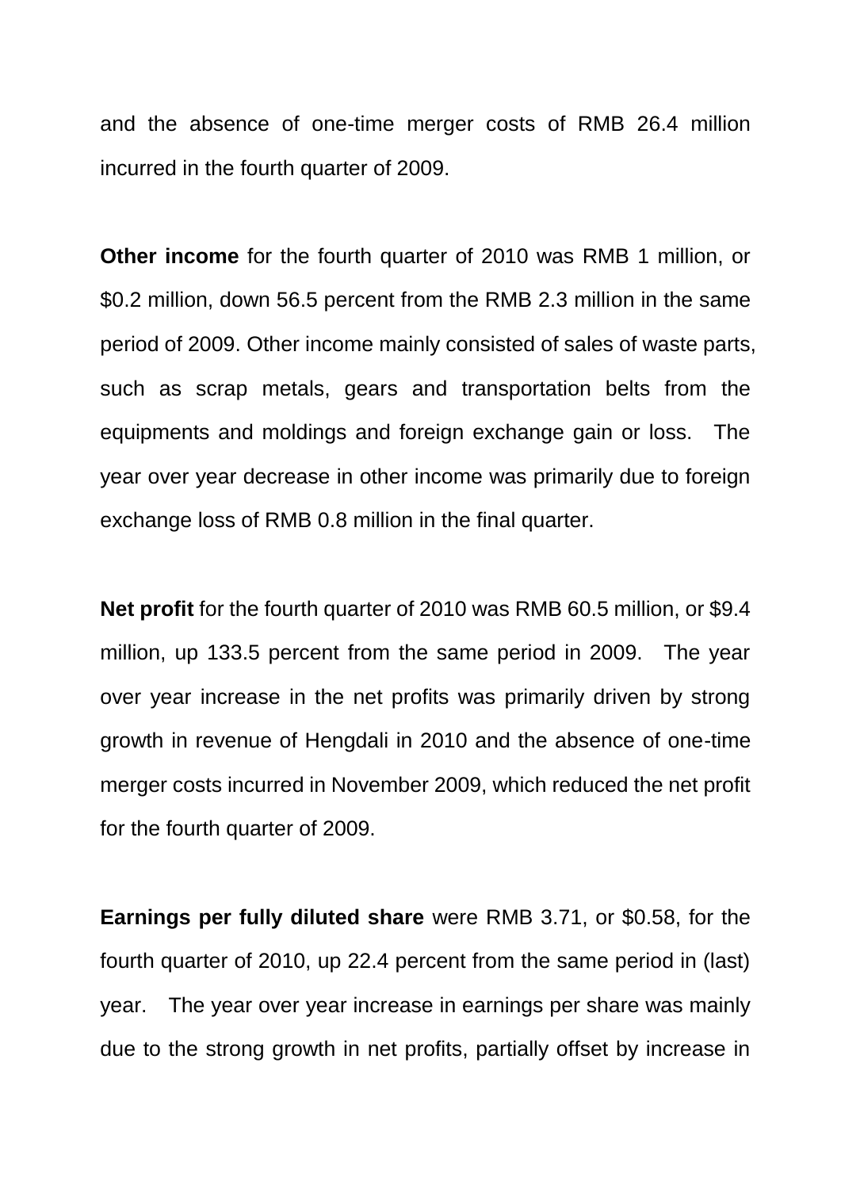and the absence of one-time merger costs of RMB 26.4 million incurred in the fourth quarter of 2009.

**Other income** for the fourth quarter of 2010 was RMB 1 million, or \$0.2 million, down 56.5 percent from the RMB 2.3 million in the same period of 2009. Other income mainly consisted of sales of waste parts, such as scrap metals, gears and transportation belts from the equipments and moldings and foreign exchange gain or loss. The year over year decrease in other income was primarily due to foreign exchange loss of RMB 0.8 million in the final quarter.

**Net profit** for the fourth quarter of 2010 was RMB 60.5 million, or \$9.4 million, up 133.5 percent from the same period in 2009. The year over year increase in the net profits was primarily driven by strong growth in revenue of Hengdali in 2010 and the absence of one-time merger costs incurred in November 2009, which reduced the net profit for the fourth quarter of 2009.

**Earnings per fully diluted share** were RMB 3.71, or \$0.58, for the fourth quarter of 2010, up 22.4 percent from the same period in (last) year. The year over year increase in earnings per share was mainly due to the strong growth in net profits, partially offset by increase in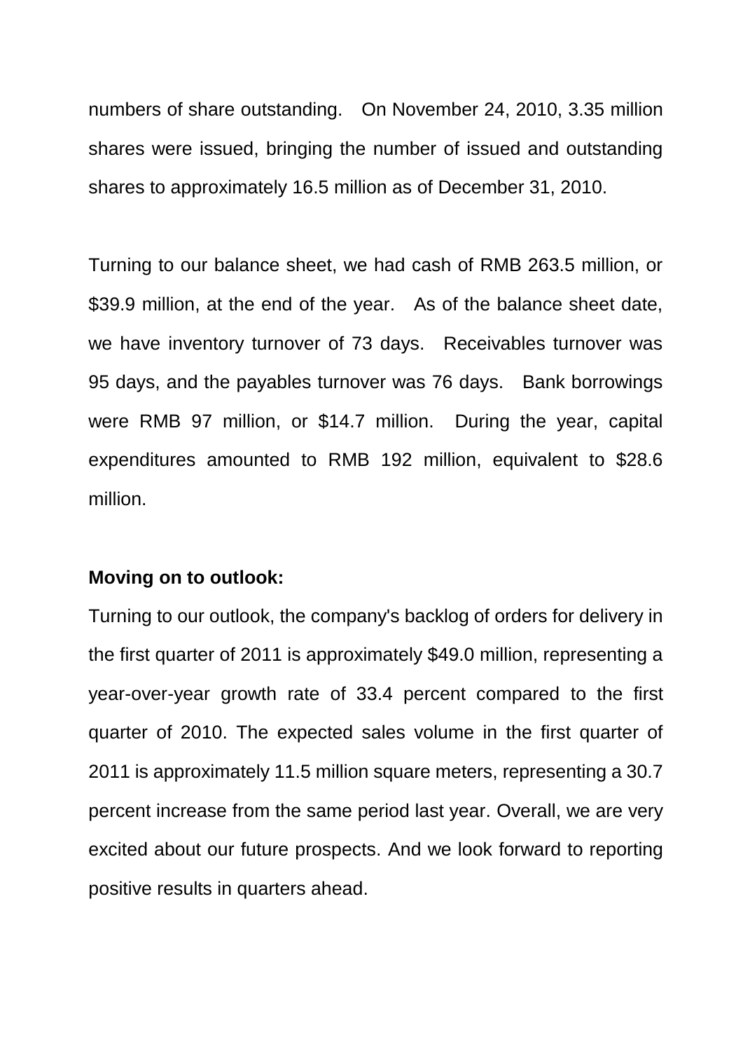numbers of share outstanding. On November 24, 2010, 3.35 million shares were issued, bringing the number of issued and outstanding shares to approximately 16.5 million as of December 31, 2010.

Turning to our balance sheet, we had cash of RMB 263.5 million, or $39.9 million, at the end of the year. As of the balance sheet date, we have inventory turnover of 73 days. Receivables turnover was 95 days, and the payables turnover was 76 days. Bank borrowings were RMB 97 million, or $14.7 million. During the year, capital expenditures amounted to RMB 192 million, equivalent to $28.6 million.

**Moving on to outlook:**

Turning to our outlook, the company's backlog of orders for delivery in the first quarter of 2011 is approximately $49.0 million, representing a year-over-year growth rate of 33.4 percent compared to the first quarter of 2010. The expected sales volume in the first quarter of 2011 is approximately 11.5 million square meters, representing a 30.7 percent increase from the same period last year. Overall, we are very excited about our future prospects. And we look forward to reporting positive results in quarters ahead.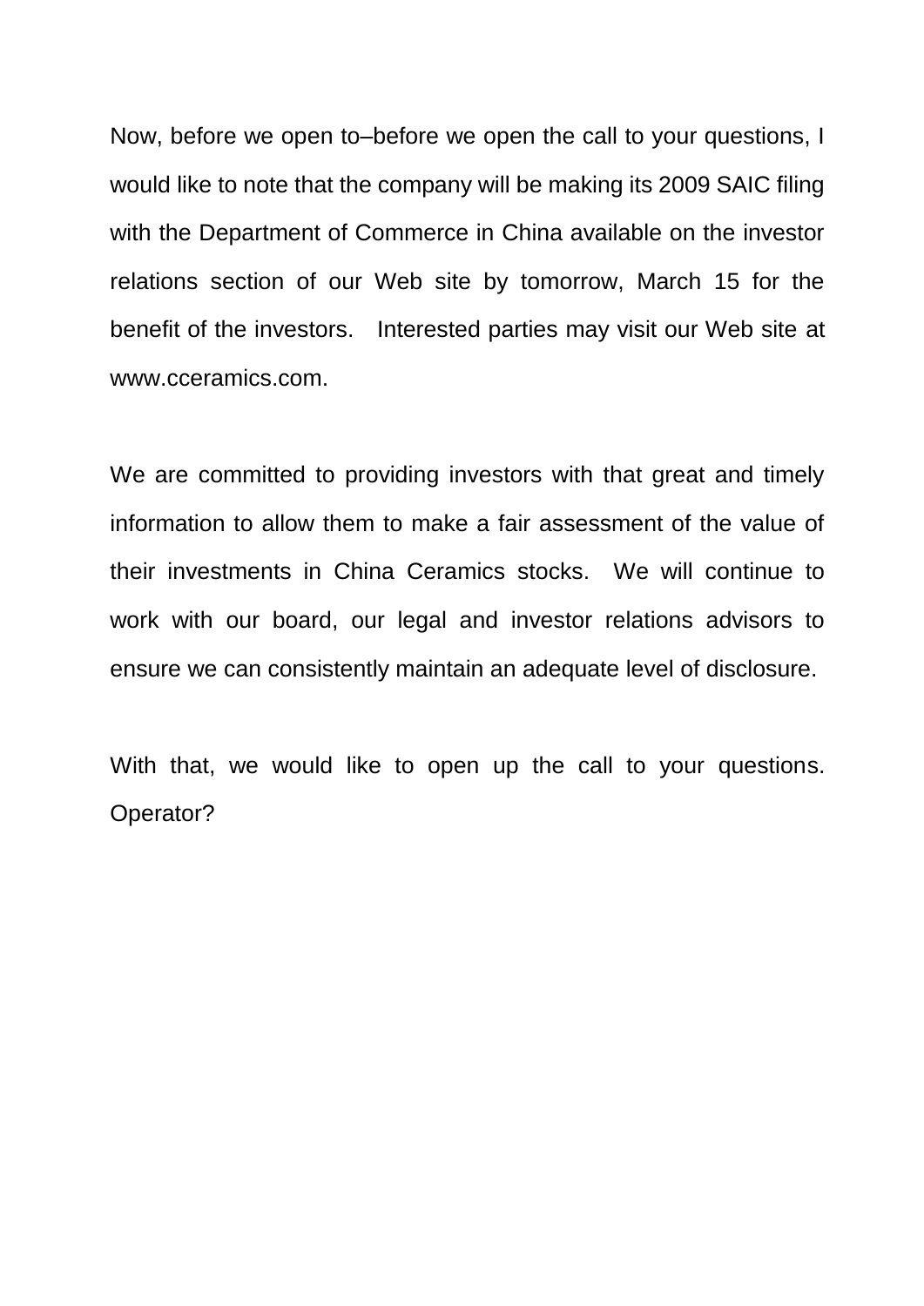Now, before we open to–before we open the call to your questions, I would like to note that the company will be making its 2009 SAIC filing with the Department of Commerce in China available on the investor relations section of our Web site by tomorrow, March 15 for the benefit of the investors. Interested parties may visit our Web site at www.cceramics.com.

We are committed to providing investors with that great and timely information to allow them to make a fair assessment of the value of their investments in China Ceramics stocks. We will continue to work with our board, our legal and investor relations advisors to ensure we can consistently maintain an adequate level of disclosure.

With that, we would like to open up the call to your questions. Operator?